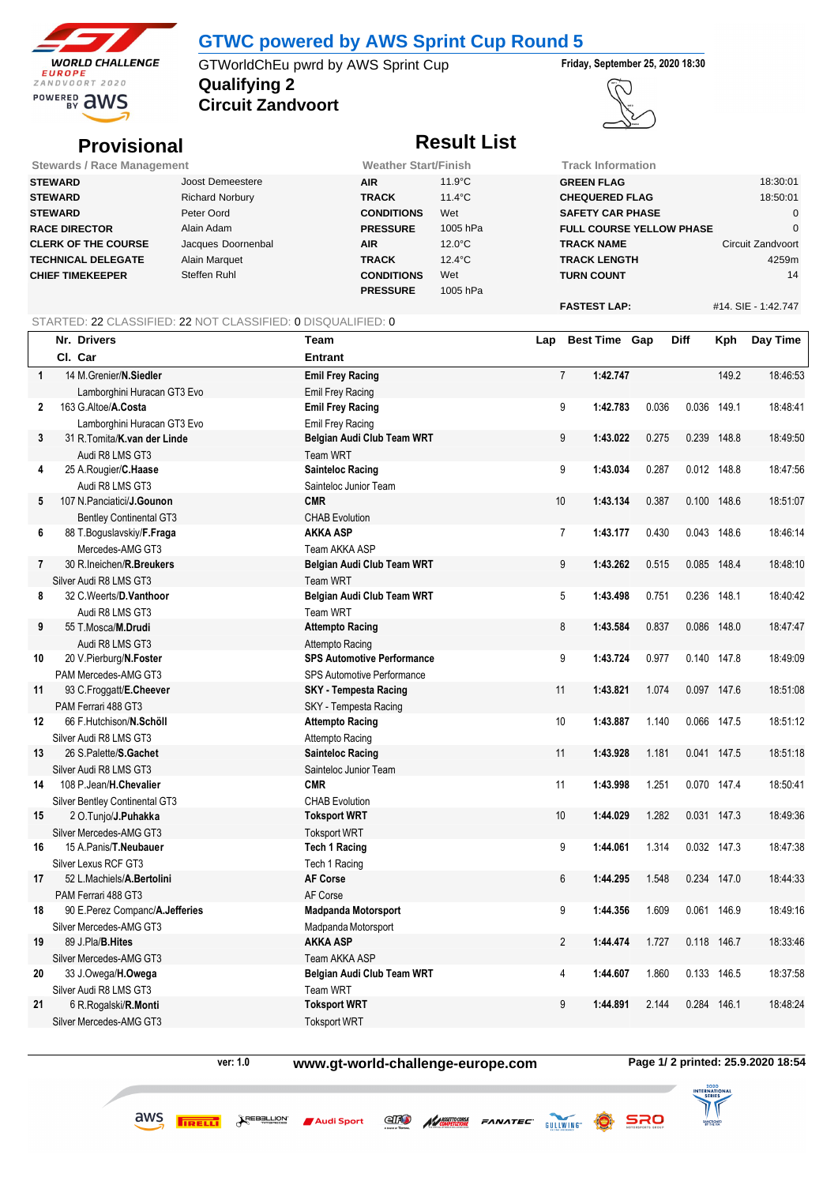# GTWC powered by AWS Sprint Cup Round 5

GTWorldChEu pwrd by AWS Sprint Cup

**Friday, September 25, 2020 18:30**

## Qualifying 2
## Circuit Zandvoort

## Provisional

## Result List

| Stewards / Race Management | |
|---|---|
| STEWARD | Joost Demeestere |
| STEWARD | Richard Norbury |
| STEWARD | Peter Oord |
| RACE DIRECTOR | Alain Adam |
| CLERK OF THE COURSE | Jacques Doornenbal |
| TECHNICAL DELEGATE | Alain Marquet |
| CHIEF TIMEKEEPER | Steffen Ruhl |

| Weather Start/Finish | |
|---|---|
| AIR | 11.9°C |
| TRACK | 11.4°C |
| CONDITIONS | Wet |
| PRESSURE | 1005 hPa |
| AIR | 12.0°C |
| TRACK | 12.4°C |
| CONDITIONS | Wet |
| PRESSURE | 1005 hPa |

| Track Information | |
|---|---|
| GREEN FLAG | 18:30:01 |
| CHEQUERED FLAG | 18:50:01 |
| SAFETY CAR PHASE | 0 |
| FULL COURSE YELLOW PHASE | 0 |
| TRACK NAME | Circuit Zandvoort |
| TRACK LENGTH | 4259m |
| TURN COUNT | 14 |
| FASTEST LAP: | #14. SIE - 1:42.747 |

STARTED: 22 CLASSIFIED: 22 NOT CLASSIFIED: 0 DISQUALIFIED: 0

| | Nr. Drivers / Cl. Car | Team / Entrant | Lap | Best Time | Gap | Diff | Kph | Day Time |
|---|---|---|---|---|---|---|---|---|
| 1 | 14 M.Grenier/**N.Siedler**<br>Lamborghini Huracan GT3 Evo | **Emil Frey Racing**<br>Emil Frey Racing | 7 | **1:42.747** | | | 149.2 | 18:46:53 |
| 2 | 163 G.Altoe/**A.Costa**<br>Lamborghini Huracan GT3 Evo | **Emil Frey Racing**<br>Emil Frey Racing | 9 | **1:42.783** | 0.036 | 0.036 | 149.1 | 18:48:41 |
| 3 | 31 R.Tomita/**K.van der Linde**<br>Audi R8 LMS GT3 | **Belgian Audi Club Team WRT**<br>Team WRT | 9 | **1:43.022** | 0.275 | 0.239 | 148.8 | 18:49:50 |
| 4 | 25 A.Rougier/**C.Haase**<br>Audi R8 LMS GT3 | **Sainteloc Racing**<br>Sainteloc Junior Team | 9 | **1:43.034** | 0.287 | 0.012 | 148.8 | 18:47:56 |
| 5 | 107 N.Panciatici/**J.Gounon**<br>Bentley Continental GT3 | **CMR**<br>CHAB Evolution | 10 | **1:43.134** | 0.387 | 0.100 | 148.6 | 18:51:07 |
| 6 | 88 T.Boguslavskiy/**F.Fraga**<br>Mercedes-AMG GT3 | **AKKA ASP**<br>Team AKKA ASP | 7 | **1:43.177** | 0.430 | 0.043 | 148.6 | 18:46:14 |
| 7 | 30 R.Ineichen/**R.Breukers**<br>Silver Audi R8 LMS GT3 | **Belgian Audi Club Team WRT**<br>Team WRT | 9 | **1:43.262** | 0.515 | 0.085 | 148.4 | 18:48:10 |
| 8 | 32 C.Weerts/**D.Vanthoor**<br>Audi R8 LMS GT3 | **Belgian Audi Club Team WRT**<br>Team WRT | 5 | **1:43.498** | 0.751 | 0.236 | 148.1 | 18:40:42 |
| 9 | 55 T.Mosca/**M.Drudi**<br>Audi R8 LMS GT3 | **Attempto Racing**<br>Attempto Racing | 8 | **1:43.584** | 0.837 | 0.086 | 148.0 | 18:47:47 |
| 10 | 20 V.Pierburg/**N.Foster**<br>PAM Mercedes-AMG GT3 | **SPS Automotive Performance**<br>SPS Automotive Performance | 9 | **1:43.724** | 0.977 | 0.140 | 147.8 | 18:49:09 |
| 11 | 93 C.Froggatt/**E.Cheever**<br>PAM Ferrari 488 GT3 | **SKY - Tempesta Racing**<br>SKY - Tempesta Racing | 11 | **1:43.821** | 1.074 | 0.097 | 147.6 | 18:51:08 |
| 12 | 66 F.Hutchison/**N.Schöll**<br>Silver Audi R8 LMS GT3 | **Attempto Racing**<br>Attempto Racing | 10 | **1:43.887** | 1.140 | 0.066 | 147.5 | 18:51:12 |
| 13 | 26 S.Palette/**S.Gachet**<br>Silver Audi R8 LMS GT3 | **Sainteloc Racing**<br>Sainteloc Junior Team | 11 | **1:43.928** | 1.181 | 0.041 | 147.5 | 18:51:18 |
| 14 | 108 P.Jean/**H.Chevalier**<br>Silver Bentley Continental GT3 | **CMR**<br>CHAB Evolution | 11 | **1:43.998** | 1.251 | 0.070 | 147.4 | 18:50:41 |
| 15 | 2 O.Tunjo/**J.Puhakka**<br>Silver Mercedes-AMG GT3 | **Toksport WRT**<br>Toksport WRT | 10 | **1:44.029** | 1.282 | 0.031 | 147.3 | 18:49:36 |
| 16 | 15 A.Panis/**T.Neubauer**<br>Silver Lexus RCF GT3 | **Tech 1 Racing**<br>Tech 1 Racing | 9 | **1:44.061** | 1.314 | 0.032 | 147.3 | 18:47:38 |
| 17 | 52 L.Machiels/**A.Bertolini**<br>PAM Ferrari 488 GT3 | **AF Corse**<br>AF Corse | 6 | **1:44.295** | 1.548 | 0.234 | 147.0 | 18:44:33 |
| 18 | 90 E.Perez Companc/**A.Jefferies**<br>Silver Mercedes-AMG GT3 | **Madpanda Motorsport**<br>Madpanda Motorsport | 9 | **1:44.356** | 1.609 | 0.061 | 146.9 | 18:49:16 |
| 19 | 89 J.Pla/**B.Hites**<br>Silver Mercedes-AMG GT3 | **AKKA ASP**<br>Team AKKA ASP | 2 | **1:44.474** | 1.727 | 0.118 | 146.7 | 18:33:46 |
| 20 | 33 J.Owega/**H.Owega**<br>Silver Audi R8 LMS GT3 | **Belgian Audi Club Team WRT**<br>Team WRT | 4 | **1:44.607** | 1.860 | 0.133 | 146.5 | 18:37:58 |
| 21 | 6 R.Rogalski/**R.Monti**<br>Silver Mercedes-AMG GT3 | **Toksport WRT**<br>Toksport WRT | 9 | **1:44.891** | 2.144 | 0.284 | 146.1 | 18:48:24 |

ver: 1.0 **www.gt-world-challenge-europe.com** **Page 1/ 2 printed: 25.9.2020 18:54**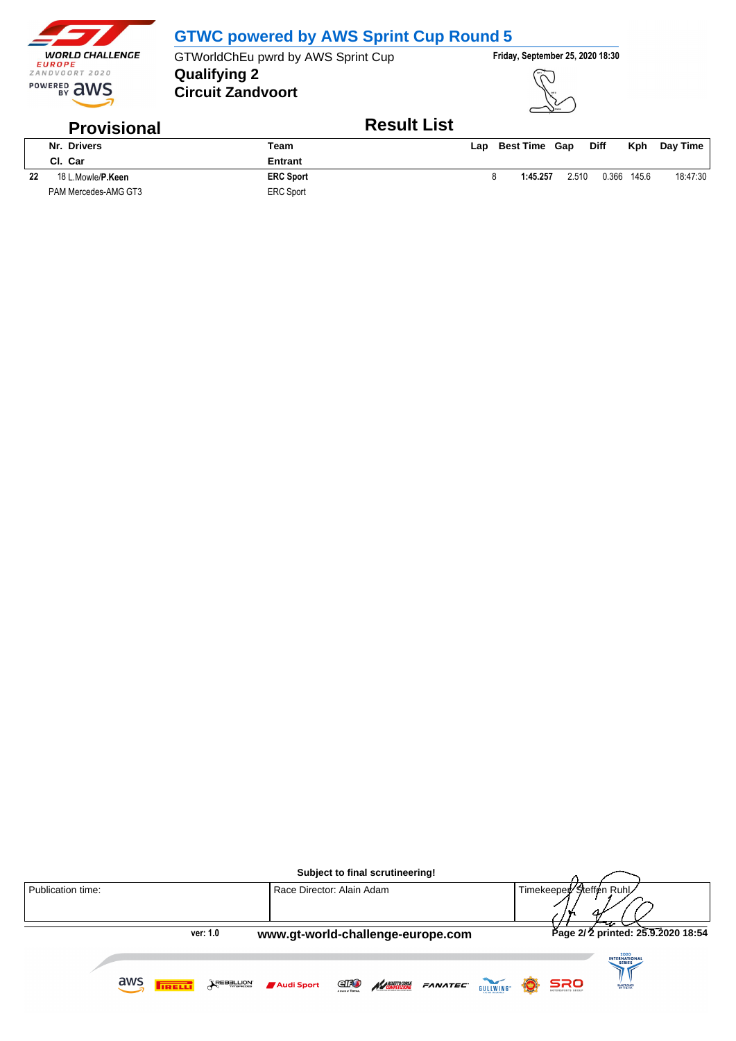# GTWC powered by AWS Sprint Cup Round 5

GTWorldChEu pwrd by AWS Sprint Cup

**Qualifying 2**

**Circuit Zandvoort**

**Friday, September 25, 2020 18:30**

## Provisional

## Result List

| | Nr. Drivers | Team | Lap | Best Time | Gap | Diff | Kph | Day Time |
|---|---|---|---|---|---|---|---|---|
| | Cl. Car | Entrant | | | | | | |
| 22 | 18 L.Mowle/**P.Keen** | **ERC Sport** | 8 | **1:45.257** | 2.510 | 0.366 | 145.6 | 18:47:30 |
| | PAM Mercedes-AMG GT3 | ERC Sport | | | | | | |

**Subject to final scrutineering!**

| Publication time: | Race Director: Alain Adam | Timekeeper: Steffen Ruhl |
|---|---|---|

ver: 1.0

www.gt-world-challenge-europe.com

printed: 25.9.2020 18:54